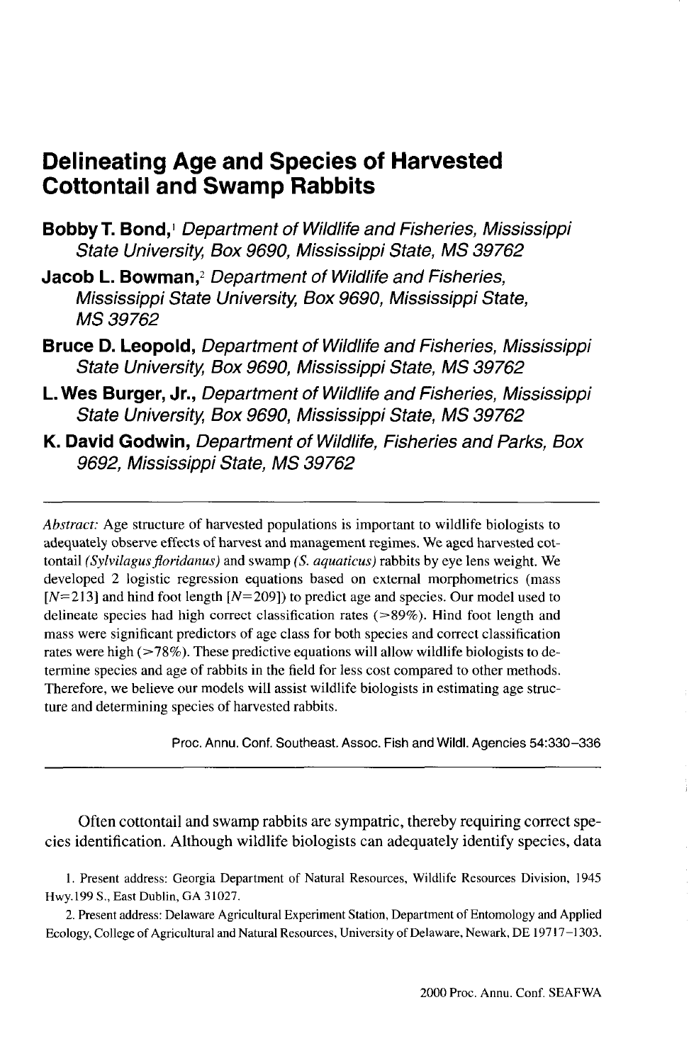# Delineating Age and Species of Harvested Cottontail and Swamp Rabbits

**Bobby T. Bond,**[1] *Department of Wildlife and Fisheries, Mississippi State University, Box 9690, Mississippi State, MS 39762*

**Jacob L. Bowman,**[2] *Department of Wildlife and Fisheries, Mississippi State University, Box 9690, Mississippi State, MS 39762*

**Bruce D. Leopold,** *Department of Wildlife and Fisheries, Mississippi State University, Box 9690, Mississippi State, MS 39762*

**L. Wes Burger, Jr.,** *Department of Wildlife and Fisheries, Mississippi State University, Box 9690, Mississippi State, MS 39762*

**K. David Godwin,** *Department of Wildlife, Fisheries and Parks, Box 9692, Mississippi State, MS 39762*

---

*Abstract:* Age structure of harvested populations is important to wildlife biologists to adequately observe effects of harvest and management regimes. We aged harvested cottontail *(Sylvilagus floridanus)* and swamp *(S. aquaticus)* rabbits by eye lens weight. We developed 2 logistic regression equations based on external morphometrics (mass [$N=213$] and hind foot length [$N=209$]) to predict age and species. Our model used to delineate species had high correct classification rates (>89%). Hind foot length and mass were significant predictors of age class for both species and correct classification rates were high (>78%). These predictive equations will allow wildlife biologists to determine species and age of rabbits in the field for less cost compared to other methods. Therefore, we believe our models will assist wildlife biologists in estimating age structure and determining species of harvested rabbits.

Proc. Annu. Conf. Southeast. Assoc. Fish and Wildl. Agencies 54:330–336

---

Often cottontail and swamp rabbits are sympatric, thereby requiring correct species identification. Although wildlife biologists can adequately identify species, data

1. Present address: Georgia Department of Natural Resources, Wildlife Resources Division, 1945 Hwy.199 S., East Dublin, GA 31027.

2. Present address: Delaware Agricultural Experiment Station, Department of Entomology and Applied Ecology, College of Agricultural and Natural Resources, University of Delaware, Newark, DE 19717–1303.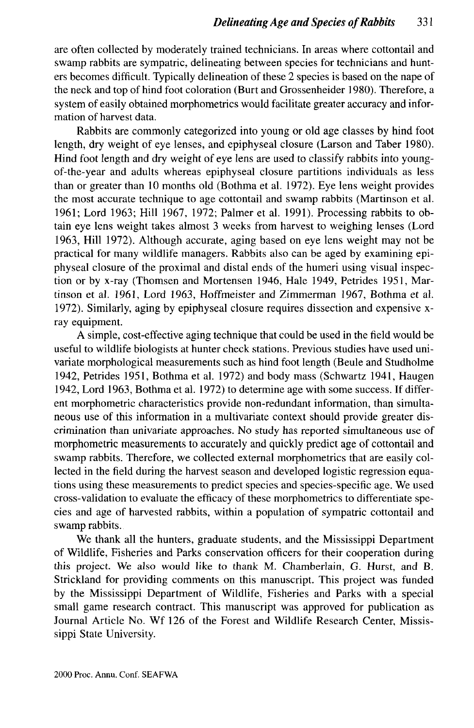are often collected by moderately trained technicians. In areas where cottontail and swamp rabbits are sympatric, delineating between species for technicians and hunters becomes difficult. Typically delineation of these 2 species is based on the nape of the neck and top of hind foot coloration (Burt and Grossenheider 1980). Therefore, a system of easily obtained morphometrics would facilitate greater accuracy and information of harvest data.

Rabbits are commonly categorized into young or old age classes by hind foot length, dry weight of eye lenses, and epiphyseal closure (Larson and Taber 1980). Hind foot length and dry weight of eye lens are used to classify rabbits into young-of-the-year and adults whereas epiphyseal closure partitions individuals as less than or greater than 10 months old (Bothma et al. 1972). Eye lens weight provides the most accurate technique to age cottontail and swamp rabbits (Martinson et al. 1961; Lord 1963; Hill 1967, 1972; Palmer et al. 1991). Processing rabbits to obtain eye lens weight takes almost 3 weeks from harvest to weighing lenses (Lord 1963, Hill 1972). Although accurate, aging based on eye lens weight may not be practical for many wildlife managers. Rabbits also can be aged by examining epiphyseal closure of the proximal and distal ends of the humeri using visual inspection or by x-ray (Thomsen and Mortensen 1946, Hale 1949, Petrides 1951, Martinson et al. 1961, Lord 1963, Hoffmeister and Zimmerman 1967, Bothma et al. 1972). Similarly, aging by epiphyseal closure requires dissection and expensive x-ray equipment.

A simple, cost-effective aging technique that could be used in the field would be useful to wildlife biologists at hunter check stations. Previous studies have used univariate morphological measurements such as hind foot length (Beule and Studholme 1942, Petrides 1951, Bothma et al. 1972) and body mass (Schwartz 1941, Haugen 1942, Lord 1963, Bothma et al. 1972) to determine age with some success. If different morphometric characteristics provide non-redundant information, than simultaneous use of this information in a multivariate context should provide greater discrimination than univariate approaches. No study has reported simultaneous use of morphometric measurements to accurately and quickly predict age of cottontail and swamp rabbits. Therefore, we collected external morphometrics that are easily collected in the field during the harvest season and developed logistic regression equations using these measurements to predict species and species-specific age. We used cross-validation to evaluate the efficacy of these morphometrics to differentiate species and age of harvested rabbits, within a population of sympatric cottontail and swamp rabbits.

We thank all the hunters, graduate students, and the Mississippi Department of Wildlife, Fisheries and Parks conservation officers for their cooperation during this project. We also would like to thank M. Chamberlain, G. Hurst, and B. Strickland for providing comments on this manuscript. This project was funded by the Mississippi Department of Wildlife, Fisheries and Parks with a special small game research contract. This manuscript was approved for publication as Journal Article No. Wf 126 of the Forest and Wildlife Research Center, Mississippi State University.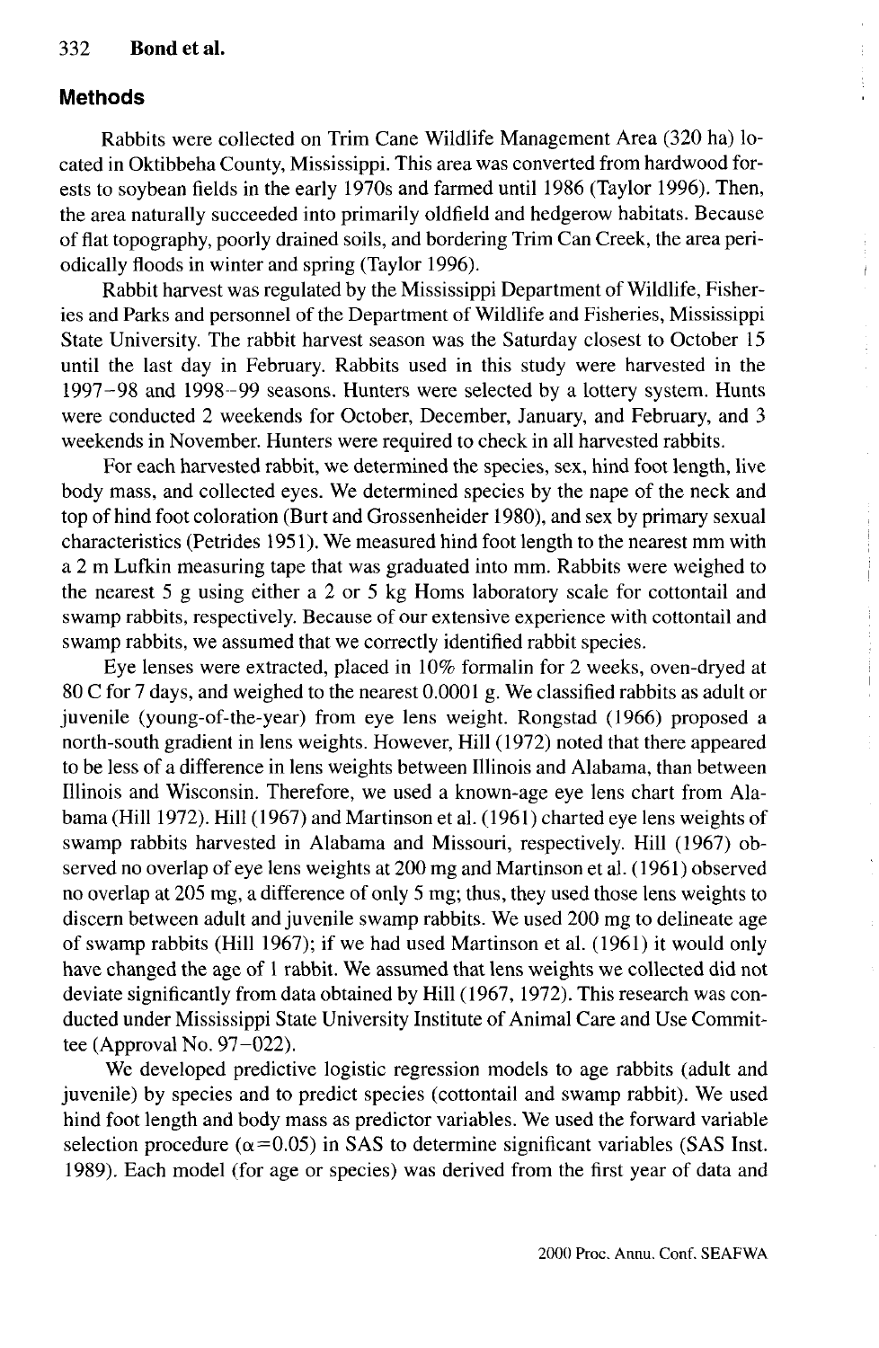## Methods

Rabbits were collected on Trim Cane Wildlife Management Area (320 ha) located in Oktibbeha County, Mississippi. This area was converted from hardwood forests to soybean fields in the early 1970s and farmed until 1986 (Taylor 1996). Then, the area naturally succeeded into primarily oldfield and hedgerow habitats. Because of flat topography, poorly drained soils, and bordering Trim Can Creek, the area periodically floods in winter and spring (Taylor 1996).

Rabbit harvest was regulated by the Mississippi Department of Wildlife, Fisheries and Parks and personnel of the Department of Wildlife and Fisheries, Mississippi State University. The rabbit harvest season was the Saturday closest to October 15 until the last day in February. Rabbits used in this study were harvested in the 1997–98 and 1998–99 seasons. Hunters were selected by a lottery system. Hunts were conducted 2 weekends for October, December, January, and February, and 3 weekends in November. Hunters were required to check in all harvested rabbits.

For each harvested rabbit, we determined the species, sex, hind foot length, live body mass, and collected eyes. We determined species by the nape of the neck and top of hind foot coloration (Burt and Grossenheider 1980), and sex by primary sexual characteristics (Petrides 1951). We measured hind foot length to the nearest mm with a 2 m Lufkin measuring tape that was graduated into mm. Rabbits were weighed to the nearest 5 g using either a 2 or 5 kg Homs laboratory scale for cottontail and swamp rabbits, respectively. Because of our extensive experience with cottontail and swamp rabbits, we assumed that we correctly identified rabbit species.

Eye lenses were extracted, placed in 10% formalin for 2 weeks, oven-dryed at 80 C for 7 days, and weighed to the nearest 0.0001 g. We classified rabbits as adult or juvenile (young-of-the-year) from eye lens weight. Rongstad (1966) proposed a north-south gradient in lens weights. However, Hill (1972) noted that there appeared to be less of a difference in lens weights between Illinois and Alabama, than between Illinois and Wisconsin. Therefore, we used a known-age eye lens chart from Alabama (Hill 1972). Hill (1967) and Martinson et al. (1961) charted eye lens weights of swamp rabbits harvested in Alabama and Missouri, respectively. Hill (1967) observed no overlap of eye lens weights at 200 mg and Martinson et al. (1961) observed no overlap at 205 mg, a difference of only 5 mg; thus, they used those lens weights to discern between adult and juvenile swamp rabbits. We used 200 mg to delineate age of swamp rabbits (Hill 1967); if we had used Martinson et al. (1961) it would only have changed the age of 1 rabbit. We assumed that lens weights we collected did not deviate significantly from data obtained by Hill (1967, 1972). This research was conducted under Mississippi State University Institute of Animal Care and Use Committee (Approval No. 97–022).

We developed predictive logistic regression models to age rabbits (adult and juvenile) by species and to predict species (cottontail and swamp rabbit). We used hind foot length and body mass as predictor variables. We used the forward variable selection procedure ($\alpha = 0.05$) in SAS to determine significant variables (SAS Inst. 1989). Each model (for age or species) was derived from the first year of data and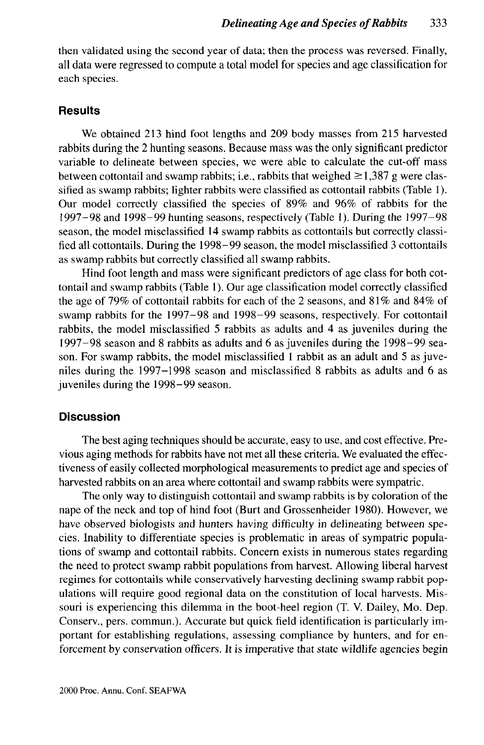then validated using the second year of data; then the process was reversed. Finally, all data were regressed to compute a total model for species and age classification for each species.

## Results

We obtained 213 hind foot lengths and 209 body masses from 215 harvested rabbits during the 2 hunting seasons. Because mass was the only significant predictor variable to delineate between species, we were able to calculate the cut-off mass between cottontail and swamp rabbits; i.e., rabbits that weighed ≥1,387 g were classified as swamp rabbits; lighter rabbits were classified as cottontail rabbits (Table 1). Our model correctly classified the species of 89% and 96% of rabbits for the 1997–98 and 1998–99 hunting seasons, respectively (Table 1). During the 1997–98 season, the model misclassified 14 swamp rabbits as cottontails but correctly classified all cottontails. During the 1998–99 season, the model misclassified 3 cottontails as swamp rabbits but correctly classified all swamp rabbits.

Hind foot length and mass were significant predictors of age class for both cottontail and swamp rabbits (Table 1). Our age classification model correctly classified the age of 79% of cottontail rabbits for each of the 2 seasons, and 81% and 84% of swamp rabbits for the 1997–98 and 1998–99 seasons, respectively. For cottontail rabbits, the model misclassified 5 rabbits as adults and 4 as juveniles during the 1997–98 season and 8 rabbits as adults and 6 as juveniles during the 1998–99 season. For swamp rabbits, the model misclassified 1 rabbit as an adult and 5 as juveniles during the 1997–1998 season and misclassified 8 rabbits as adults and 6 as juveniles during the 1998–99 season.

## Discussion

The best aging techniques should be accurate, easy to use, and cost effective. Previous aging methods for rabbits have not met all these criteria. We evaluated the effectiveness of easily collected morphological measurements to predict age and species of harvested rabbits on an area where cottontail and swamp rabbits were sympatric.

The only way to distinguish cottontail and swamp rabbits is by coloration of the nape of the neck and top of hind foot (Burt and Grossenheider 1980). However, we have observed biologists and hunters having difficulty in delineating between species. Inability to differentiate species is problematic in areas of sympatric populations of swamp and cottontail rabbits. Concern exists in numerous states regarding the need to protect swamp rabbit populations from harvest. Allowing liberal harvest regimes for cottontails while conservatively harvesting declining swamp rabbit populations will require good regional data on the constitution of local harvests. Missouri is experiencing this dilemma in the boot-heel region (T. V. Dailey, Mo. Dep. Conserv., pers. commun.). Accurate but quick field identification is particularly important for establishing regulations, assessing compliance by hunters, and for enforcement by conservation officers. It is imperative that state wildlife agencies begin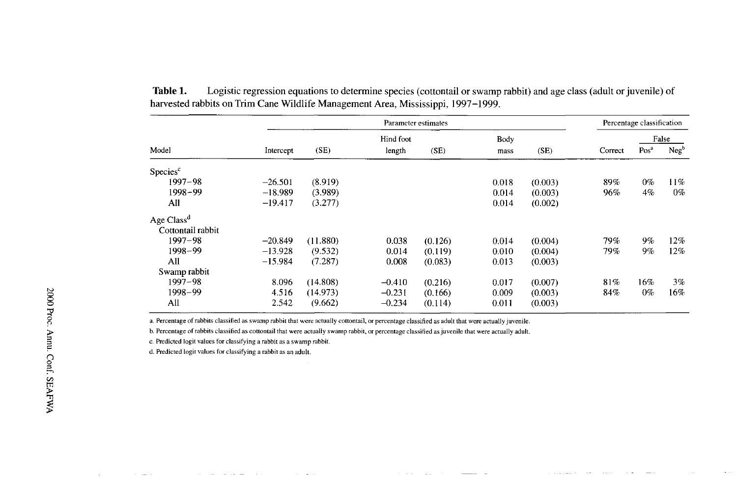**Table 1.** Logistic regression equations to determine species (cottontail or swamp rabbit) and age class (adult or juvenile) of harvested rabbits on Trim Cane Wildlife Management Area, Mississippi, 1997–1999.

| | Parameter estimates | | | | | | Percentage classification | | |
|---|---|---|---|---|---|---|---|---|---|
| | | | Hind foot | | Body | | | False | |
| Model | Intercept | (SE) | length | (SE) | mass | (SE) | Correct | Pos[a] | Neg[b] |
| Species[c] | | | | | | | | | |
| 1997–98 | −26.501 | (8.919) | | | 0.018 | (0.003) | 89% | 0% | 11% |
| 1998–99 | −18.989 | (3.989) | | | 0.014 | (0.003) | 96% | 4% | 0% |
| All | −19.417 | (3.277) | | | 0.014 | (0.002) | | | |
| Age Class[d] | | | | | | | | | |
| Cottontail rabbit | | | | | | | | | |
| 1997–98 | −20.849 | (11.880) | 0.038 | (0.126) | 0.014 | (0.004) | 79% | 9% | 12% |
| 1998–99 | −13.928 | (9.532) | 0.014 | (0.119) | 0.010 | (0.004) | 79% | 9% | 12% |
| All | −15.984 | (7.287) | 0.008 | (0.083) | 0.013 | (0.003) | | | |
| Swamp rabbit | | | | | | | | | |
| 1997–98 | 8.096 | (14.808) | −0.410 | (0.216) | 0.017 | (0.007) | 81% | 16% | 3% |
| 1998–99 | 4.516 | (14.973) | −0.231 | (0.166) | 0.009 | (0.003) | 84% | 0% | 16% |
| All | 2.542 | (9.662) | −0.234 | (0.114) | 0.011 | (0.003) | | | |

a. Percentage of rabbits classified as swamp rabbit that were actually cottontail, or percentage classified as adult that were actually juvenile.

b. Percentage of rabbits classified as cottontail that were actually swamp rabbit, or percentage classified as juvenile that were actually adult.

c. Predicted logit values for classifying a rabbit as a swamp rabbit.

d. Predicted logit values for classifying a rabbit as an adult.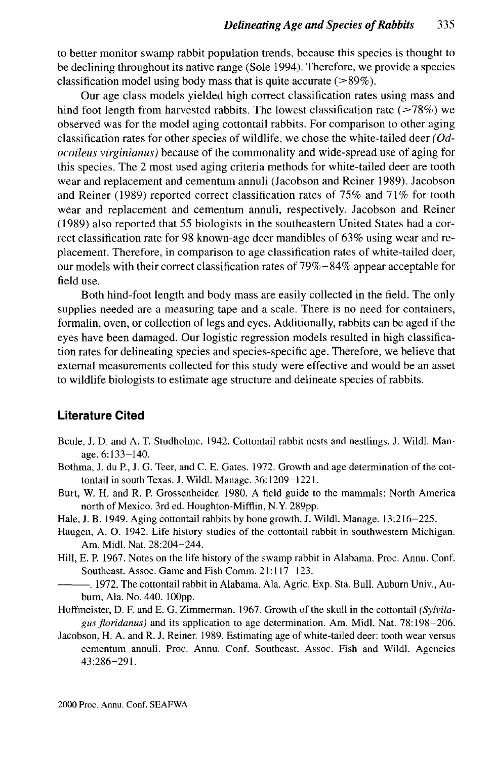to better monitor swamp rabbit population trends, because this species is thought to be declining throughout its native range (Sole 1994). Therefore, we provide a species classification model using body mass that is quite accurate (>89%).

Our age class models yielded high correct classification rates using mass and hind foot length from harvested rabbits. The lowest classification rate (>78%) we observed was for the model aging cottontail rabbits. For comparison to other aging classification rates for other species of wildlife, we chose the white-tailed deer *(Odocoileus virginianus)* because of the commonality and wide-spread use of aging for this species. The 2 most used aging criteria methods for white-tailed deer are tooth wear and replacement and cementum annuli (Jacobson and Reiner 1989). Jacobson and Reiner (1989) reported correct classification rates of 75% and 71% for tooth wear and replacement and cementum annuli, respectively. Jacobson and Reiner (1989) also reported that 55 biologists in the southeastern United States had a correct classification rate for 98 known-age deer mandibles of 63% using wear and replacement. Therefore, in comparison to age classification rates of white-tailed deer, our models with their correct classification rates of 79%–84% appear acceptable for field use.

Both hind-foot length and body mass are easily collected in the field. The only supplies needed are a measuring tape and a scale. There is no need for containers, formalin, oven, or collection of legs and eyes. Additionally, rabbits can be aged if the eyes have been damaged. Our logistic regression models resulted in high classification rates for delineating species and species-specific age. Therefore, we believe that external measurements collected for this study were effective and would be an asset to wildlife biologists to estimate age structure and delineate species of rabbits.

## Literature Cited

Beule, J. D. and A. T. Studholme. 1942. Cottontail rabbit nests and nestlings. J. Wildl. Manage. 6:133–140.

Bothma, J. du P., J. G. Teer, and C. E. Gates. 1972. Growth and age determination of the cottontail in south Texas. J. Wildl. Manage. 36:1209–1221.

Burt, W. H. and R. P. Grossenheider. 1980. A field guide to the mammals: North America north of Mexico. 3rd ed. Houghton-Mifflin, N.Y. 289pp.

Hale, J. B. 1949. Aging cottontail rabbits by bone growth. J. Wildl. Manage. 13:216–225.

Haugen, A. O. 1942. Life history studies of the cottontail rabbit in southwestern Michigan. Am. Midl. Nat. 28:204–244.

Hill, E. P. 1967. Notes on the life history of the swamp rabbit in Alabama. Proc. Annu. Conf. Southeast. Assoc. Game and Fish Comm. 21:117–123.

———. 1972. The cottontail rabbit in Alabama. Ala. Agric. Exp. Sta. Bull. Auburn Univ., Auburn, Ala. No. 440. 100pp.

Hoffmeister, D. F. and E. G. Zimmerman. 1967. Growth of the skull in the cottontail *(Sylvilagus floridanus)* and its application to age determination. Am. Midl. Nat. 78:198–206.

Jacobson, H. A. and R. J. Reiner. 1989. Estimating age of white-tailed deer: tooth wear versus cementum annuli. Proc. Annu. Conf. Southeast. Assoc. Fish and Wildl. Agencies 43:286–291.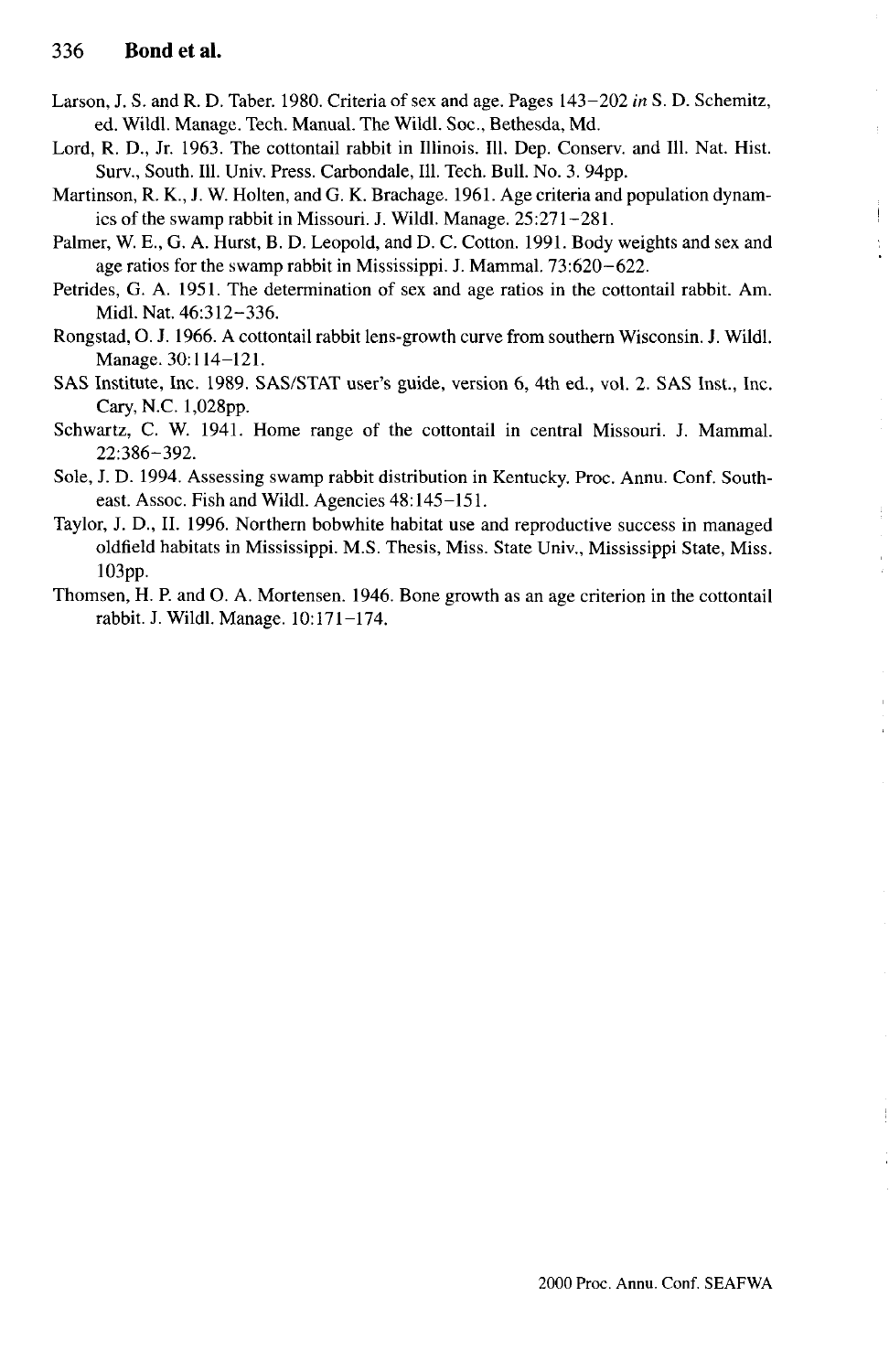Larson, J. S. and R. D. Taber. 1980. Criteria of sex and age. Pages 143–202 *in* S. D. Schemitz, ed. Wildl. Manage. Tech. Manual. The Wildl. Soc., Bethesda, Md.

Lord, R. D., Jr. 1963. The cottontail rabbit in Illinois. Ill. Dep. Conserv. and Ill. Nat. Hist. Surv., South. Ill. Univ. Press. Carbondale, Ill. Tech. Bull. No. 3. 94pp.

Martinson, R. K., J. W. Holten, and G. K. Brachage. 1961. Age criteria and population dynamics of the swamp rabbit in Missouri. J. Wildl. Manage. 25:271–281.

Palmer, W. E., G. A. Hurst, B. D. Leopold, and D. C. Cotton. 1991. Body weights and sex and age ratios for the swamp rabbit in Mississippi. J. Mammal. 73:620–622.

Petrides, G. A. 1951. The determination of sex and age ratios in the cottontail rabbit. Am. Midl. Nat. 46:312–336.

Rongstad, O. J. 1966. A cottontail rabbit lens-growth curve from southern Wisconsin. J. Wildl. Manage. 30:114–121.

SAS Institute, Inc. 1989. SAS/STAT user's guide, version 6, 4th ed., vol. 2. SAS Inst., Inc. Cary, N.C. 1,028pp.

Schwartz, C. W. 1941. Home range of the cottontail in central Missouri. J. Mammal. 22:386–392.

Sole, J. D. 1994. Assessing swamp rabbit distribution in Kentucky. Proc. Annu. Conf. Southeast. Assoc. Fish and Wildl. Agencies 48:145–151.

Taylor, J. D., II. 1996. Northern bobwhite habitat use and reproductive success in managed oldfield habitats in Mississippi. M.S. Thesis, Miss. State Univ., Mississippi State, Miss. 103pp.

Thomsen, H. P. and O. A. Mortensen. 1946. Bone growth as an age criterion in the cottontail rabbit. J. Wildl. Manage. 10:171–174.